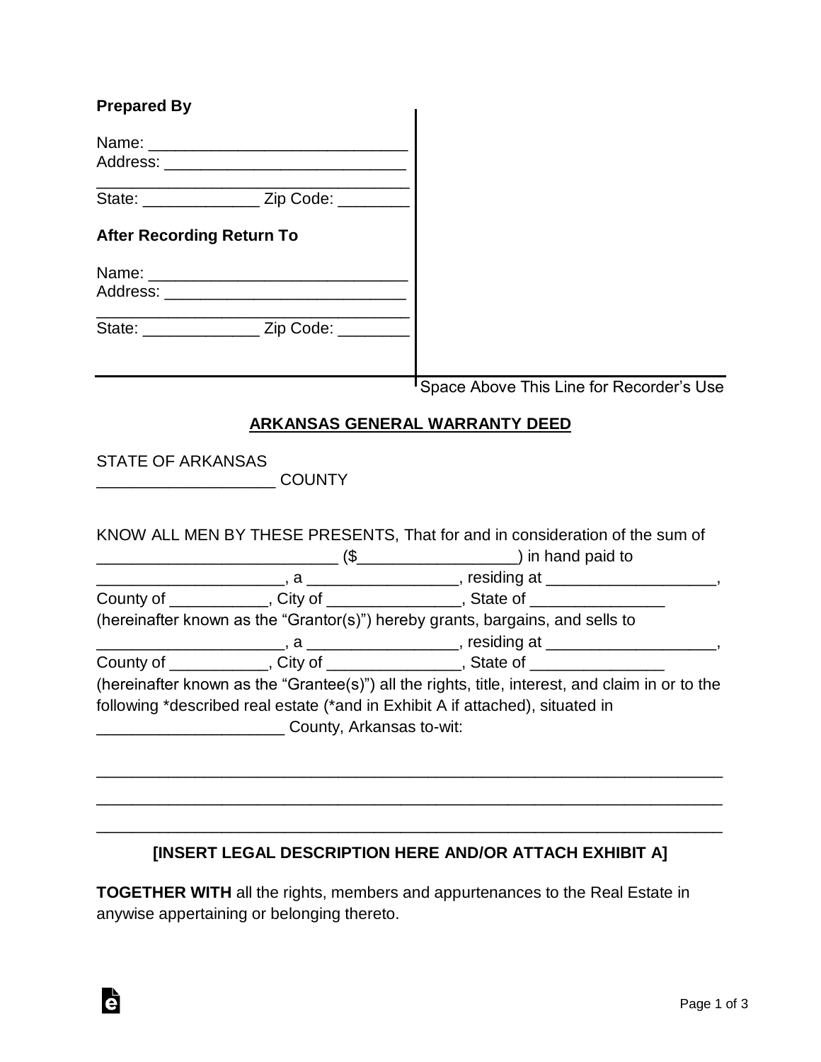**Prepared By**

Name: ____________________________
Address: ___________________________
__________________________________
State: _____________ Zip Code: ________

**After Recording Return To**

Name: ____________________________
Address: ___________________________
__________________________________
State: _____________ Zip Code: ________

Space Above This Line for Recorder's Use

## ARKANSAS GENERAL WARRANTY DEED

STATE OF ARKANSAS
___________________ COUNTY

KNOW ALL MEN BY THESE PRESENTS, That for and in consideration of the sum of __________________________ ($_________________) in hand paid to ____________________, a ________________, residing at ___________________, County of __________, City of ______________, State of ______________ (hereinafter known as the "Grantor(s)") hereby grants, bargains, and sells to ____________________, a ________________, residing at ___________________, County of __________, City of ______________, State of ______________ (hereinafter known as the "Grantee(s)") all the rights, title, interest, and claim in or to the following *described real estate (*and in Exhibit A if attached), situated in ____________________ County, Arkansas to-wit:

_________________________________________________________________
_________________________________________________________________
_________________________________________________________________

**[INSERT LEGAL DESCRIPTION HERE AND/OR ATTACH EXHIBIT A]**

**TOGETHER WITH** all the rights, members and appurtenances to the Real Estate in anywise appertaining or belonging thereto.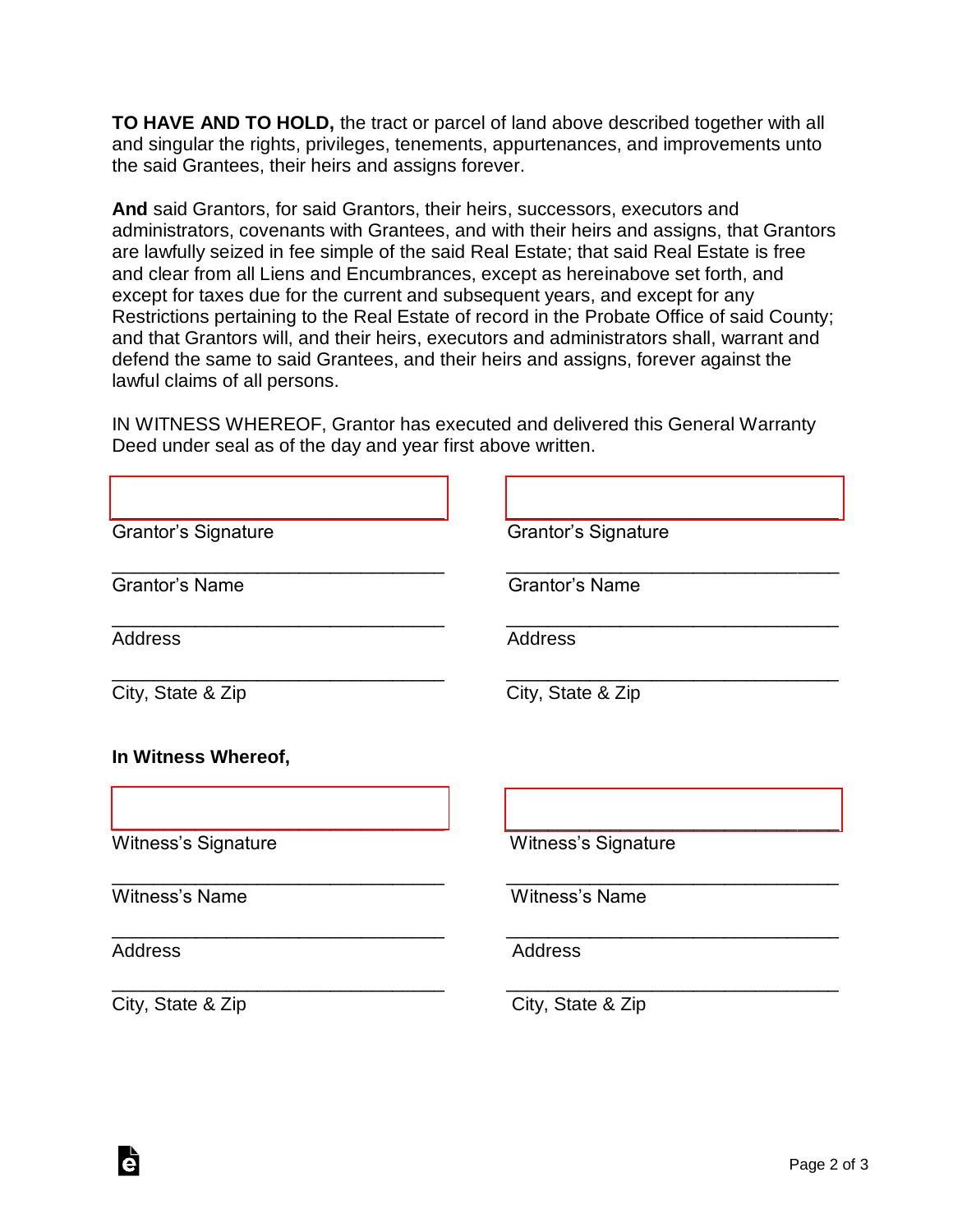**TO HAVE AND TO HOLD,** the tract or parcel of land above described together with all and singular the rights, privileges, tenements, appurtenances, and improvements unto the said Grantees, their heirs and assigns forever.

**And** said Grantors, for said Grantors, their heirs, successors, executors and administrators, covenants with Grantees, and with their heirs and assigns, that Grantors are lawfully seized in fee simple of the said Real Estate; that said Real Estate is free and clear from all Liens and Encumbrances, except as hereinabove set forth, and except for taxes due for the current and subsequent years, and except for any Restrictions pertaining to the Real Estate of record in the Probate Office of said County; and that Grantors will, and their heirs, executors and administrators shall, warrant and defend the same to said Grantees, and their heirs and assigns, forever against the lawful claims of all persons.

IN WITNESS WHEREOF, Grantor has executed and delivered this General Warranty Deed under seal as of the day and year first above written.

________________________________
Grantor's Signature

________________________________
Grantor's Name

________________________________
Address

________________________________
City, State & Zip

________________________________
Grantor's Signature

________________________________
Grantor's Name

________________________________
Address

________________________________
City, State & Zip

**In Witness Whereof,**

________________________________
Witness's Signature

________________________________
Witness's Name

________________________________
Address

________________________________
City, State & Zip

________________________________
Witness's Signature

________________________________
Witness's Name

________________________________
Address

________________________________
City, State & Zip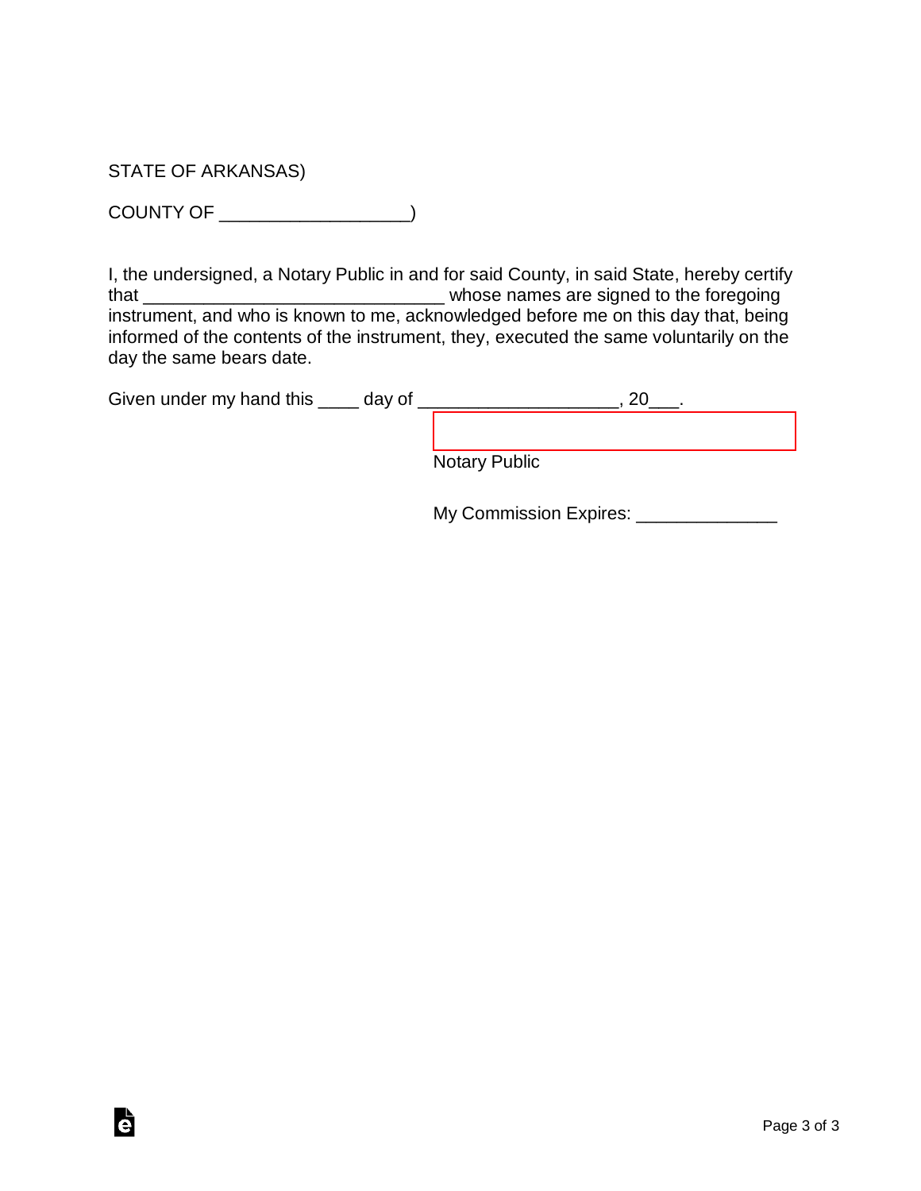STATE OF ARKANSAS)

COUNTY OF ___________________)

I, the undersigned, a Notary Public in and for said County, in said State, hereby certify that ______________________________ whose names are signed to the foregoing instrument, and who is known to me, acknowledged before me on this day that, being informed of the contents of the instrument, they, executed the same voluntarily on the day the same bears date.

Given under my hand this ____ day of ___________________, 20___.

Notary Public

My Commission Expires: ______________